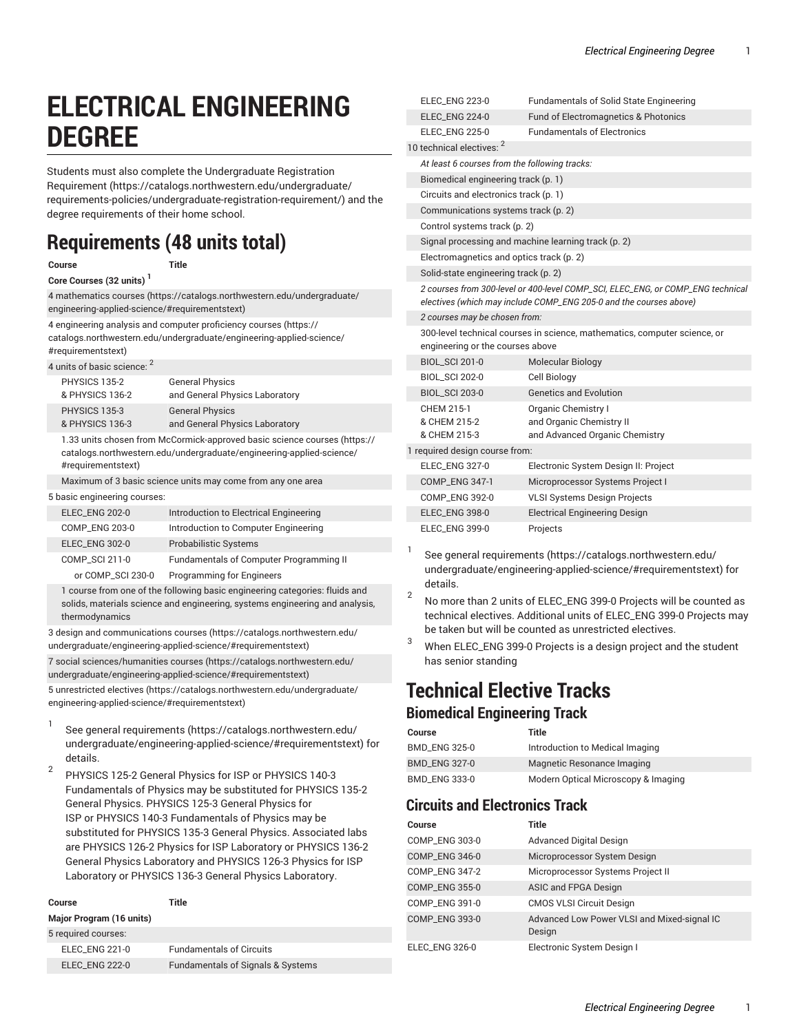# ELECTRICAL ENGINEERING DEGREE

Students must also complete the Undergraduate Registration Requirement (https://catalogs.northwestern.edu/undergraduate/requirements-policies/undergraduate-registration-requirement/) and the degree requirements of their home school.

## Requirements (48 units total)

| Course | Title |
|---|---|
| **Core Courses (32 units)** [1] | |
| 4 mathematics courses (https://catalogs.northwestern.edu/undergraduate/engineering-applied-science/#requirementstext) | |
| 4 engineering analysis and computer proficiency courses (https://catalogs.northwestern.edu/undergraduate/engineering-applied-science/#requirementstext) | |
| 4 units of basic science: [2] | |
| PHYSICS 135-2 & PHYSICS 136-2 | General Physics and General Physics Laboratory |
| PHYSICS 135-3 & PHYSICS 136-3 | General Physics and General Physics Laboratory |
| 1.33 units chosen from McCormick-approved basic science courses (https://catalogs.northwestern.edu/undergraduate/engineering-applied-science/#requirementstext) | |
| Maximum of 3 basic science units may come from any one area | |
| 5 basic engineering courses: | |
| ELEC_ENG 202-0 | Introduction to Electrical Engineering |
| COMP_ENG 203-0 | Introduction to Computer Engineering |
| ELEC_ENG 302-0 | Probabilistic Systems |
| COMP_SCI 211-0 | Fundamentals of Computer Programming II |
| or COMP_SCI 230-0 | Programming for Engineers |
| 1 course from one of the following basic engineering categories: fluids and solids, materials science and engineering, systems engineering and analysis, thermodynamics | |
| 3 design and communications courses (https://catalogs.northwestern.edu/undergraduate/engineering-applied-science/#requirementstext) | |
| 7 social sciences/humanities courses (https://catalogs.northwestern.edu/undergraduate/engineering-applied-science/#requirementstext) | |
| 5 unrestricted electives (https://catalogs.northwestern.edu/undergraduate/engineering-applied-science/#requirementstext) | |

1. See general requirements (https://catalogs.northwestern.edu/undergraduate/engineering-applied-science/#requirementstext) for details.
2. PHYSICS 125-2 General Physics for ISP or PHYSICS 140-3 Fundamentals of Physics may be substituted for PHYSICS 135-2 General Physics. PHYSICS 125-3 General Physics for ISP or PHYSICS 140-3 Fundamentals of Physics may be substituted for PHYSICS 135-3 General Physics. Associated labs are PHYSICS 126-2 Physics for ISP Laboratory or PHYSICS 136-2 General Physics Laboratory and PHYSICS 126-3 Physics for ISP Laboratory or PHYSICS 136-3 General Physics Laboratory.

| Course | Title |
|---|---|
| **Major Program (16 units)** | |
| 5 required courses: | |
| ELEC_ENG 221-0 | Fundamentals of Circuits |
| ELEC_ENG 222-0 | Fundamentals of Signals & Systems |
| ELEC_ENG 223-0 | Fundamentals of Solid State Engineering |
| ELEC_ENG 224-0 | Fund of Electromagnetics & Photonics |
| ELEC_ENG 225-0 | Fundamentals of Electronics |
| 10 technical electives: [2] | |
| *At least 6 courses from the following tracks:* | |
| Biomedical engineering track (p. 1) | |
| Circuits and electronics track (p. 1) | |
| Communications systems track (p. 2) | |
| Control systems track (p. 2) | |
| Signal processing and machine learning track (p. 2) | |
| Electromagnetics and optics track (p. 2) | |
| Solid-state engineering track (p. 2) | |
| *2 courses from 300-level or 400-level COMP_SCI, ELEC_ENG, or COMP_ENG technical electives (which may include COMP_ENG 205-0 and the courses above)* | |
| *2 courses may be chosen from:* | |
| 300-level technical courses in science, mathematics, computer science, or engineering or the courses above | |
| BIOL_SCI 201-0 | Molecular Biology |
| BIOL_SCI 202-0 | Cell Biology |
| BIOL_SCI 203-0 | Genetics and Evolution |
| CHEM 215-1 & CHEM 215-2 & CHEM 215-3 | Organic Chemistry I and Organic Chemistry II and Advanced Organic Chemistry |
| 1 required design course from: | |
| ELEC_ENG 327-0 | Electronic System Design II: Project |
| COMP_ENG 347-1 | Microprocessor Systems Project I |
| COMP_ENG 392-0 | VLSI Systems Design Projects |
| ELEC_ENG 398-0 | Electrical Engineering Design |
| ELEC_ENG 399-0 | Projects |

1. See general requirements (https://catalogs.northwestern.edu/undergraduate/engineering-applied-science/#requirementstext) for details.
2. No more than 2 units of ELEC_ENG 399-0 Projects will be counted as technical electives. Additional units of ELEC_ENG 399-0 Projects may be taken but will be counted as unrestricted electives.
3. When ELEC_ENG 399-0 Projects is a design project and the student has senior standing

## Technical Elective Tracks

### Biomedical Engineering Track

| Course | Title |
|---|---|
| BMD_ENG 325-0 | Introduction to Medical Imaging |
| BMD_ENG 327-0 | Magnetic Resonance Imaging |
| BMD_ENG 333-0 | Modern Optical Microscopy & Imaging |

### Circuits and Electronics Track

| Course | Title |
|---|---|
| COMP_ENG 303-0 | Advanced Digital Design |
| COMP_ENG 346-0 | Microprocessor System Design |
| COMP_ENG 347-2 | Microprocessor Systems Project II |
| COMP_ENG 355-0 | ASIC and FPGA Design |
| COMP_ENG 391-0 | CMOS VLSI Circuit Design |
| COMP_ENG 393-0 | Advanced Low Power VLSI and Mixed-signal IC Design |
| ELEC_ENG 326-0 | Electronic System Design I |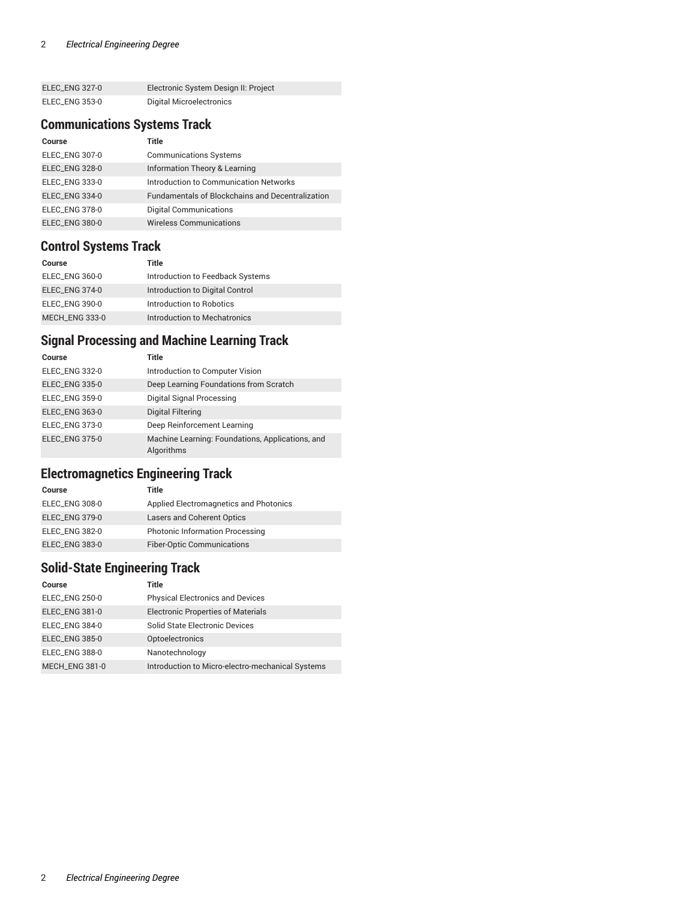| | |
|---|---|
| ELEC_ENG 327-0 | Electronic System Design II: Project |
| ELEC_ENG 353-0 | Digital Microelectronics |

## Communications Systems Track

| Course | Title |
|---|---|
| ELEC_ENG 307-0 | Communications Systems |
| ELEC_ENG 328-0 | Information Theory & Learning |
| ELEC_ENG 333-0 | Introduction to Communication Networks |
| ELEC_ENG 334-0 | Fundamentals of Blockchains and Decentralization |
| ELEC_ENG 378-0 | Digital Communications |
| ELEC_ENG 380-0 | Wireless Communications |

## Control Systems Track

| Course | Title |
|---|---|
| ELEC_ENG 360-0 | Introduction to Feedback Systems |
| ELEC_ENG 374-0 | Introduction to Digital Control |
| ELEC_ENG 390-0 | Introduction to Robotics |
| MECH_ENG 333-0 | Introduction to Mechatronics |

## Signal Processing and Machine Learning Track

| Course | Title |
|---|---|
| ELEC_ENG 332-0 | Introduction to Computer Vision |
| ELEC_ENG 335-0 | Deep Learning Foundations from Scratch |
| ELEC_ENG 359-0 | Digital Signal Processing |
| ELEC_ENG 363-0 | Digital Filtering |
| ELEC_ENG 373-0 | Deep Reinforcement Learning |
| ELEC_ENG 375-0 | Machine Learning: Foundations, Applications, and Algorithms |

## Electromagnetics Engineering Track

| Course | Title |
|---|---|
| ELEC_ENG 308-0 | Applied Electromagnetics and Photonics |
| ELEC_ENG 379-0 | Lasers and Coherent Optics |
| ELEC_ENG 382-0 | Photonic Information Processing |
| ELEC_ENG 383-0 | Fiber-Optic Communications |

## Solid-State Engineering Track

| Course | Title |
|---|---|
| ELEC_ENG 250-0 | Physical Electronics and Devices |
| ELEC_ENG 381-0 | Electronic Properties of Materials |
| ELEC_ENG 384-0 | Solid State Electronic Devices |
| ELEC_ENG 385-0 | Optoelectronics |
| ELEC_ENG 388-0 | Nanotechnology |
| MECH_ENG 381-0 | Introduction to Micro-electro-mechanical Systems |